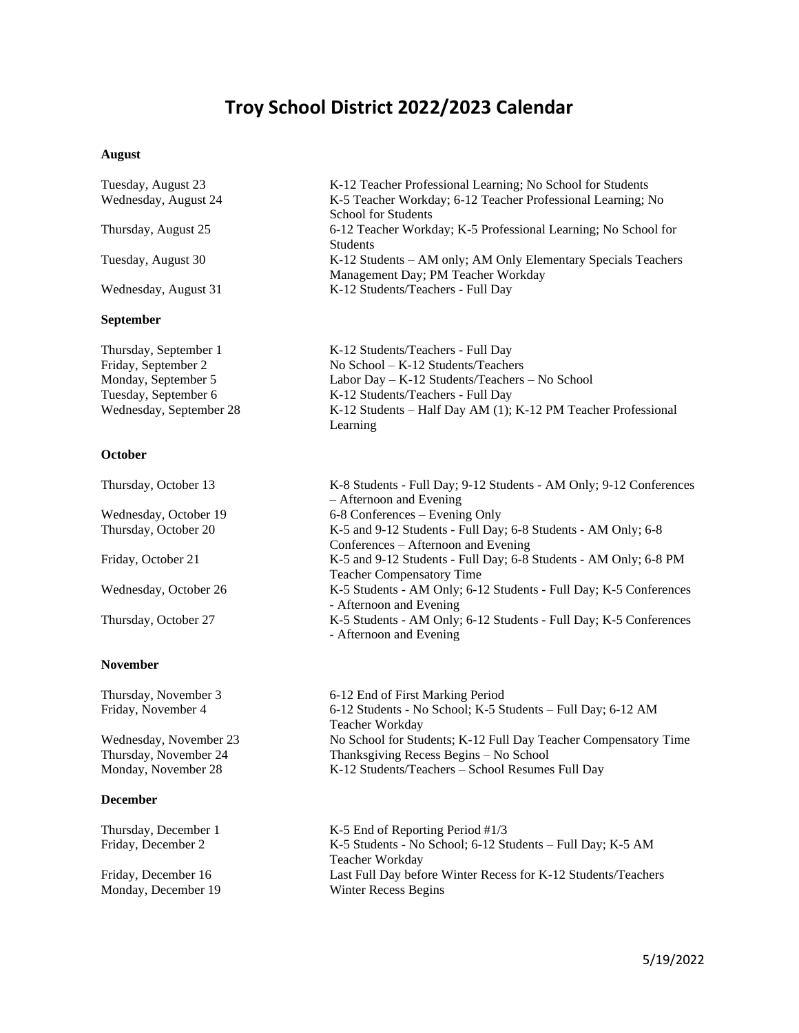# Troy School District 2022/2023 Calendar

**August**

| | |
|---|---|
| Tuesday, August 23 | K-12 Teacher Professional Learning; No School for Students |
| Wednesday, August 24 | K-5 Teacher Workday; 6-12 Teacher Professional Learning; No School for Students |
| Thursday, August 25 | 6-12 Teacher Workday; K-5 Professional Learning; No School for Students |
| Tuesday, August 30 | K-12 Students – AM only; AM Only Elementary Specials Teachers Management Day; PM Teacher Workday |
| Wednesday, August 31 | K-12 Students/Teachers - Full Day |

**September**

| | |
|---|---|
| Thursday, September 1 | K-12 Students/Teachers - Full Day |
| Friday, September 2 | No School – K-12 Students/Teachers |
| Monday, September 5 | Labor Day – K-12 Students/Teachers – No School |
| Tuesday, September 6 | K-12 Students/Teachers - Full Day |
| Wednesday, September 28 | K-12 Students – Half Day AM (1); K-12 PM Teacher Professional Learning |

**October**

| | |
|---|---|
| Thursday, October 13 | K-8 Students - Full Day; 9-12 Students - AM Only; 9-12 Conferences – Afternoon and Evening |
| Wednesday, October 19 | 6-8 Conferences – Evening Only |
| Thursday, October 20 | K-5 and 9-12 Students - Full Day; 6-8 Students - AM Only; 6-8 Conferences – Afternoon and Evening |
| Friday, October 21 | K-5 and 9-12 Students - Full Day; 6-8 Students - AM Only; 6-8 PM Teacher Compensatory Time |
| Wednesday, October 26 | K-5 Students - AM Only; 6-12 Students - Full Day; K-5 Conferences - Afternoon and Evening |
| Thursday, October 27 | K-5 Students - AM Only; 6-12 Students - Full Day; K-5 Conferences - Afternoon and Evening |

**November**

| | |
|---|---|
| Thursday, November 3 | 6-12 End of First Marking Period |
| Friday, November 4 | 6-12 Students - No School; K-5 Students – Full Day; 6-12 AM Teacher Workday |
| Wednesday, November 23 | No School for Students; K-12 Full Day Teacher Compensatory Time |
| Thursday, November 24 | Thanksgiving Recess Begins – No School |
| Monday, November 28 | K-12 Students/Teachers – School Resumes Full Day |

**December**

| | |
|---|---|
| Thursday, December 1 | K-5 End of Reporting Period #1/3 |
| Friday, December 2 | K-5 Students - No School; 6-12 Students – Full Day; K-5 AM Teacher Workday |
| Friday, December 16 | Last Full Day before Winter Recess for K-12 Students/Teachers |
| Monday, December 19 | Winter Recess Begins |

5/19/2022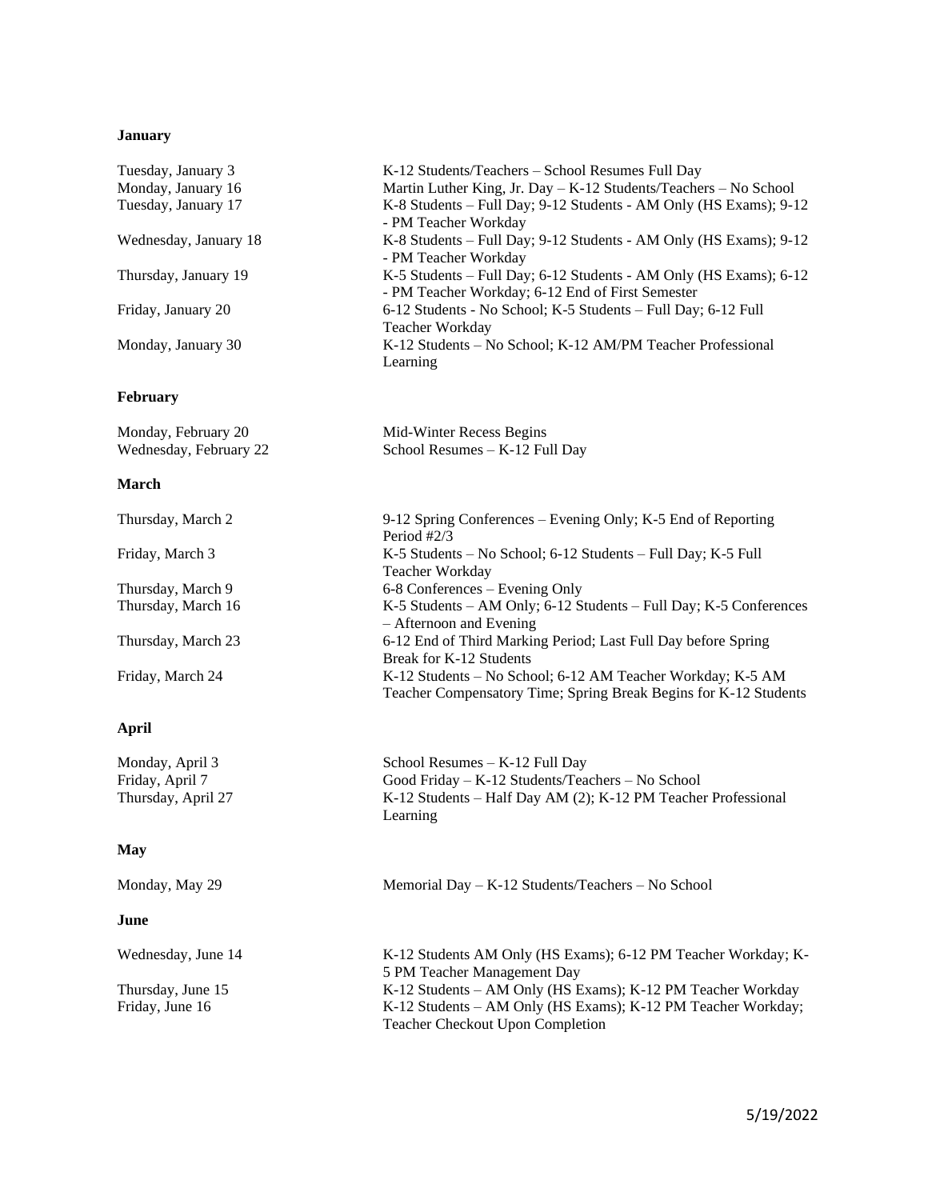**January**

| | |
|---|---|
| Tuesday, January 3 | K-12 Students/Teachers – School Resumes Full Day |
| Monday, January 16 | Martin Luther King, Jr. Day – K-12 Students/Teachers – No School |
| Tuesday, January 17 | K-8 Students – Full Day; 9-12 Students - AM Only (HS Exams); 9-12 - PM Teacher Workday |
| Wednesday, January 18 | K-8 Students – Full Day; 9-12 Students - AM Only (HS Exams); 9-12 - PM Teacher Workday |
| Thursday, January 19 | K-5 Students – Full Day; 6-12 Students - AM Only (HS Exams); 6-12 - PM Teacher Workday; 6-12 End of First Semester |
| Friday, January 20 | 6-12 Students - No School; K-5 Students – Full Day; 6-12 Full Teacher Workday |
| Monday, January 30 | K-12 Students – No School; K-12 AM/PM Teacher Professional Learning |

**February**

| | |
|---|---|
| Monday, February 20 | Mid-Winter Recess Begins |
| Wednesday, February 22 | School Resumes – K-12 Full Day |

**March**

| | |
|---|---|
| Thursday, March 2 | 9-12 Spring Conferences – Evening Only; K-5 End of Reporting Period #2/3 |
| Friday, March 3 | K-5 Students – No School; 6-12 Students – Full Day; K-5 Full Teacher Workday |
| Thursday, March 9 | 6-8 Conferences – Evening Only |
| Thursday, March 16 | K-5 Students – AM Only; 6-12 Students – Full Day; K-5 Conferences – Afternoon and Evening |
| Thursday, March 23 | 6-12 End of Third Marking Period; Last Full Day before Spring Break for K-12 Students |
| Friday, March 24 | K-12 Students – No School; 6-12 AM Teacher Workday; K-5 AM Teacher Compensatory Time; Spring Break Begins for K-12 Students |

**April**

| | |
|---|---|
| Monday, April 3 | School Resumes – K-12 Full Day |
| Friday, April 7 | Good Friday – K-12 Students/Teachers – No School |
| Thursday, April 27 | K-12 Students – Half Day AM (2); K-12 PM Teacher Professional Learning |

**May**

| | |
|---|---|
| Monday, May 29 | Memorial Day – K-12 Students/Teachers – No School |

**June**

| | |
|---|---|
| Wednesday, June 14 | K-12 Students AM Only (HS Exams); 6-12 PM Teacher Workday; K-5 PM Teacher Management Day |
| Thursday, June 15 | K-12 Students – AM Only (HS Exams); K-12 PM Teacher Workday |
| Friday, June 16 | K-12 Students – AM Only (HS Exams); K-12 PM Teacher Workday; Teacher Checkout Upon Completion |

5/19/2022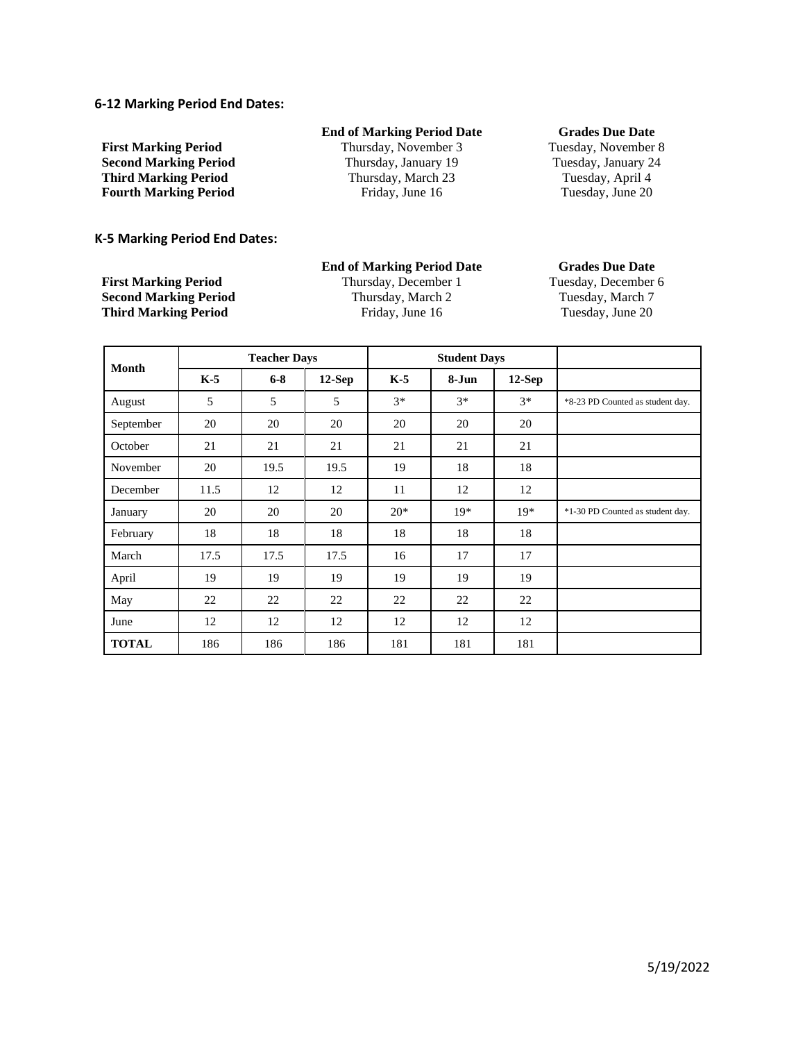## 6-12 Marking Period End Dates:

| | End of Marking Period Date | Grades Due Date |
|---|---|---|
| **First Marking Period** | Thursday, November 3 | Tuesday, November 8 |
| **Second Marking Period** | Thursday, January 19 | Tuesday, January 24 |
| **Third Marking Period** | Thursday, March 23 | Tuesday, April 4 |
| **Fourth Marking Period** | Friday, June 16 | Tuesday, June 20 |

## K-5 Marking Period End Dates:

| | End of Marking Period Date | Grades Due Date |
|---|---|---|
| **First Marking Period** | Thursday, December 1 | Tuesday, December 6 |
| **Second Marking Period** | Thursday, March 2 | Tuesday, March 7 |
| **Third Marking Period** | Friday, June 16 | Tuesday, June 20 |

| Month | Teacher Days | | | Student Days | | | |
|---|---|---|---|---|---|---|---|
| | K-5 | 6-8 | 12-Sep | K-5 | 8-Jun | 12-Sep | |
| August | 5 | 5 | 5 | 3* | 3* | 3* | *8-23 PD Counted as student day. |
| September | 20 | 20 | 20 | 20 | 20 | 20 | |
| October | 21 | 21 | 21 | 21 | 21 | 21 | |
| November | 20 | 19.5 | 19.5 | 19 | 18 | 18 | |
| December | 11.5 | 12 | 12 | 11 | 12 | 12 | |
| January | 20 | 20 | 20 | 20* | 19* | 19* | *1-30 PD Counted as student day. |
| February | 18 | 18 | 18 | 18 | 18 | 18 | |
| March | 17.5 | 17.5 | 17.5 | 16 | 17 | 17 | |
| April | 19 | 19 | 19 | 19 | 19 | 19 | |
| May | 22 | 22 | 22 | 22 | 22 | 22 | |
| June | 12 | 12 | 12 | 12 | 12 | 12 | |
| **TOTAL** | 186 | 186 | 186 | 181 | 181 | 181 | |

5/19/2022